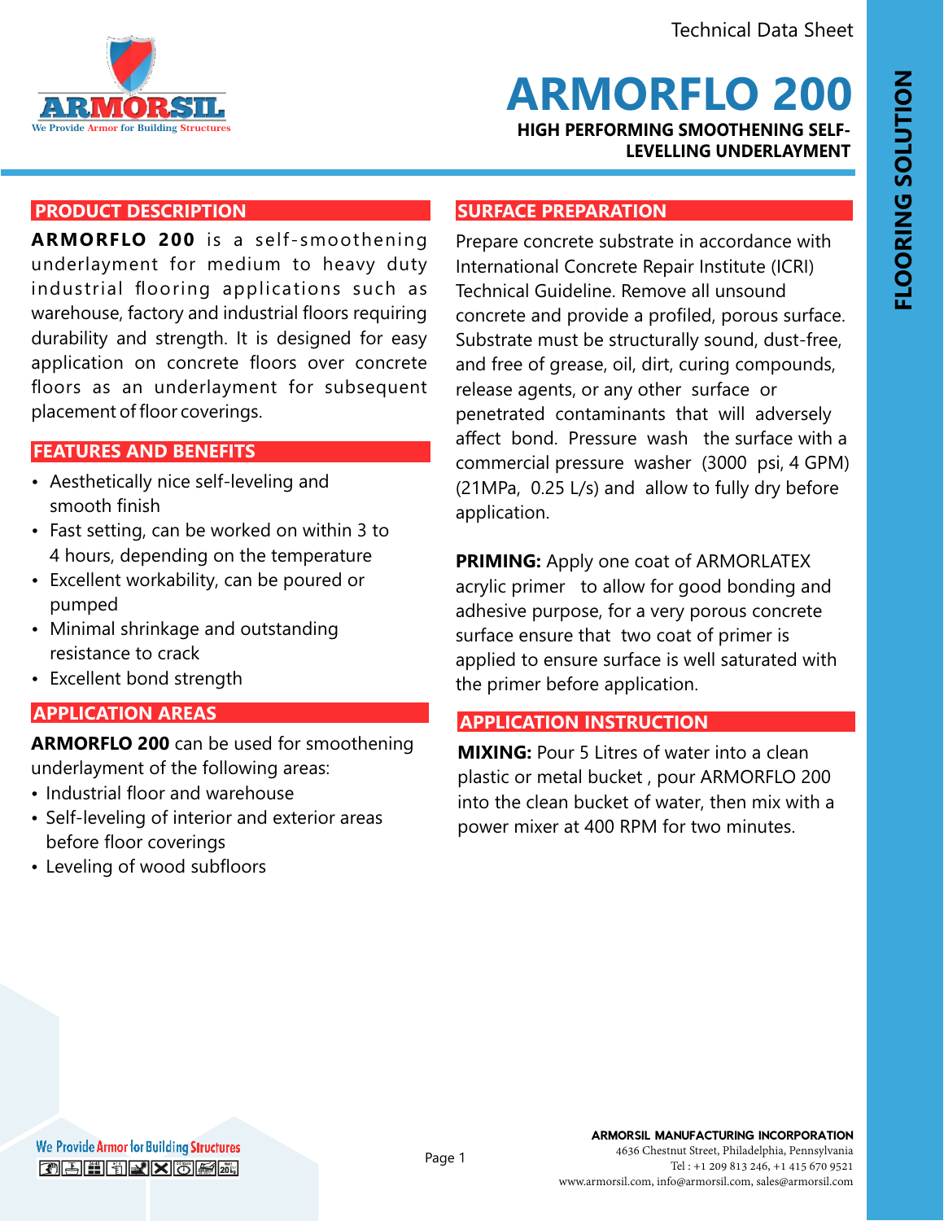Technical Data Sheet

# ARMORFLO 200

## HIGH PERFORMING SMOOTHENING SELF-LEVELLING UNDERLAYMENT

FLOORING SOLUTION

## PRODUCT DESCRIPTION

**ARMORFLO 200** is a self-smoothening underlayment for medium to heavy duty industrial flooring applications such as warehouse, factory and industrial floors requiring durability and strength. It is designed for easy application on concrete floors over concrete floors as an underlayment for subsequent placement of floor coverings.

## FEATURES AND BENEFITS

- Aesthetically nice self-leveling and smooth finish
- Fast setting, can be worked on within 3 to 4 hours, depending on the temperature
- Excellent workability, can be poured or pumped
- Minimal shrinkage and outstanding resistance to crack
- Excellent bond strength

## APPLICATION AREAS

**ARMORFLO 200** can be used for smoothening underlayment of the following areas:

- Industrial floor and warehouse
- Self-leveling of interior and exterior areas before floor coverings
- Leveling of wood subfloors

## SURFACE PREPARATION

Prepare concrete substrate in accordance with International Concrete Repair Institute (ICRI) Technical Guideline. Remove all unsound concrete and provide a profiled, porous surface. Substrate must be structurally sound, dust-free, and free of grease, oil, dirt, curing compounds, release agents, or any other surface or penetrated contaminants that will adversely affect bond. Pressure wash the surface with a commercial pressure washer (3000 psi, 4 GPM) (21MPa, 0.25 L/s) and allow to fully dry before application.

**PRIMING:** Apply one coat of ARMORLATEX acrylic primer to allow for good bonding and adhesive purpose, for a very porous concrete surface ensure that two coat of primer is applied to ensure surface is well saturated with the primer before application.

## APPLICATION INSTRUCTION

**MIXING:** Pour 5 Litres of water into a clean plastic or metal bucket , pour ARMORFLO 200 into the clean bucket of water, then mix with a power mixer at 400 RPM for two minutes.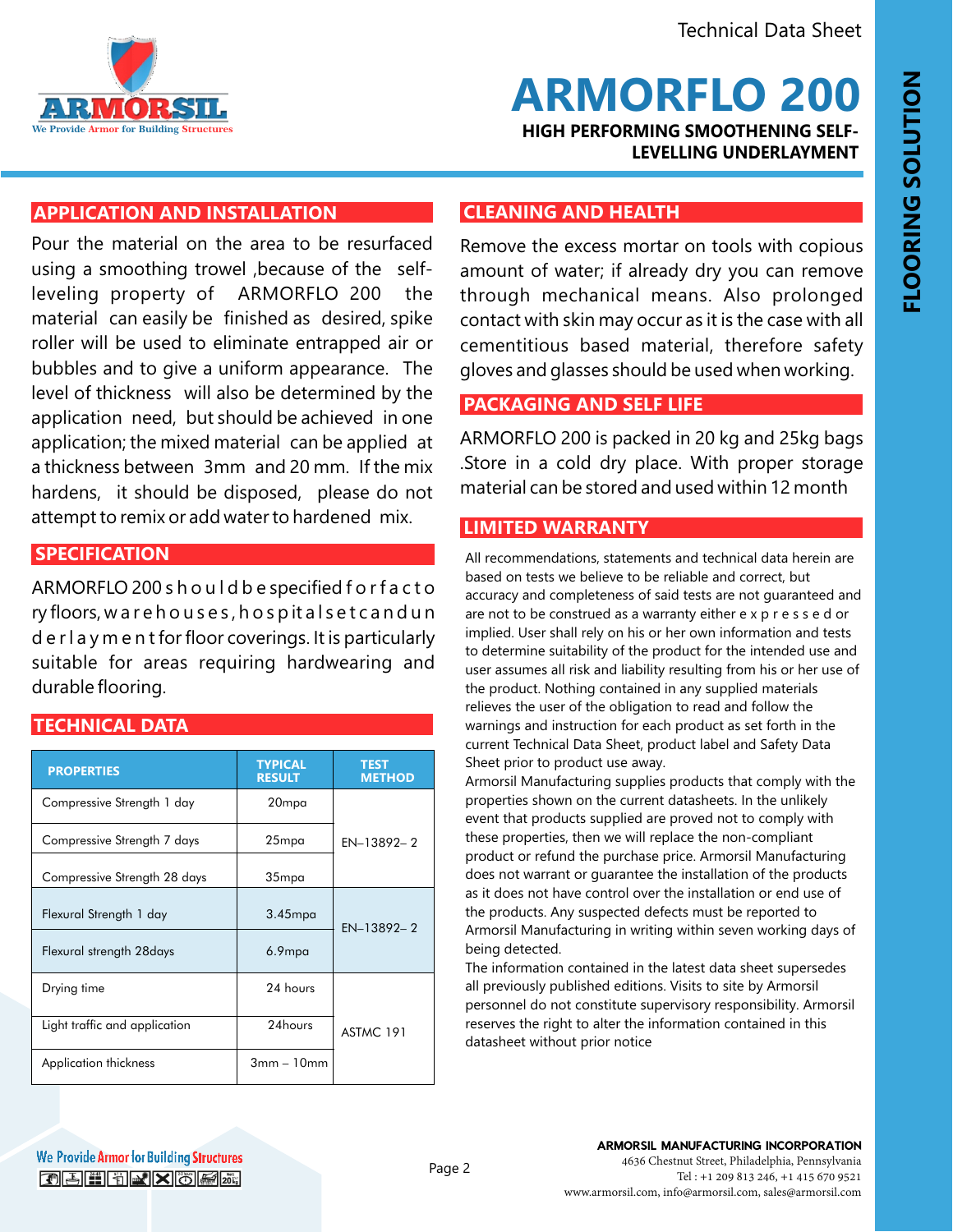Technical Data Sheet

# ARMORFLO 200

**HIGH PERFORMING SMOOTHENING SELF-LEVELLING UNDERLAYMENT**

FLOORING SOLUTION

## APPLICATION AND INSTALLATION

Pour the material on the area to be resurfaced using a smoothing trowel ,because of the self-leveling property of ARMORFLO 200 the material can easily be finished as desired, spike roller will be used to eliminate entrapped air or bubbles and to give a uniform appearance. The level of thickness will also be determined by the application need, but should be achieved in one application; the mixed material can be applied at a thickness between 3mm and 20 mm. If the mix hardens, it should be disposed, please do not attempt to remix or add water to hardened mix.

## SPECIFICATION

ARMORFLO 200 should be specified for factory floors, warehouses, hospitals et cand underlayment for floor coverings. It is particularly suitable for areas requiring hardwearing and durable flooring.

## TECHNICAL DATA

| PROPERTIES | TYPICAL RESULT | TEST METHOD |
|---|---|---|
| Compressive Strength 1 day | 20mpa | EN–13892– 2 |
| Compressive Strength 7 days | 25mpa | |
| Compressive Strength 28 days | 35mpa | |
| Flexural Strength 1 day | 3.45mpa | EN–13892– 2 |
| Flexural strength 28days | 6.9mpa | |
| Drying time | 24 hours | ASTMC 191 |
| Light traffic and application | 24hours | |
| Application thickness | 3mm – 10mm | |

## CLEANING AND HEALTH

Remove the excess mortar on tools with copious amount of water; if already dry you can remove through mechanical means. Also prolonged contact with skin may occur as it is the case with all cementitious based material, therefore safety gloves and glasses should be used when working.

## PACKAGING AND SELF LIFE

ARMORFLO 200 is packed in 20 kg and 25kg bags .Store in a cold dry place. With proper storage material can be stored and used within 12 month

## LIMITED WARRANTY

All recommendations, statements and technical data herein are based on tests we believe to be reliable and correct, but accuracy and completeness of said tests are not guaranteed and are not to be construed as a warranty either expressed or implied. User shall rely on his or her own information and tests to determine suitability of the product for the intended use and user assumes all risk and liability resulting from his or her use of the product. Nothing contained in any supplied materials relieves the user of the obligation to read and follow the warnings and instruction for each product as set forth in the current Technical Data Sheet, product label and Safety Data Sheet prior to product use away.
Armorsil Manufacturing supplies products that comply with the properties shown on the current datasheets. In the unlikely event that products supplied are proved not to comply with these properties, then we will replace the non-compliant product or refund the purchase price. Armorsil Manufacturing does not warrant or guarantee the installation of the products as it does not have control over the installation or end use of the products. Any suspected defects must be reported to Armorsil Manufacturing in writing within seven working days of being detected.
The information contained in the latest data sheet supersedes all previously published editions. Visits to site by Armorsil personnel do not constitute supervisory responsibility. Armorsil reserves the right to alter the information contained in this datasheet without prior notice

We Provide Armor for Building Structures

**ARMORSIL MANUFACTURING INCORPORATION**
4636 Chestnut Street, Philadelphia, Pennsylvania
Tel : +1 209 813 246, +1 415 670 9521
www.armorsil.com, info@armorsil.com, sales@armorsil.com